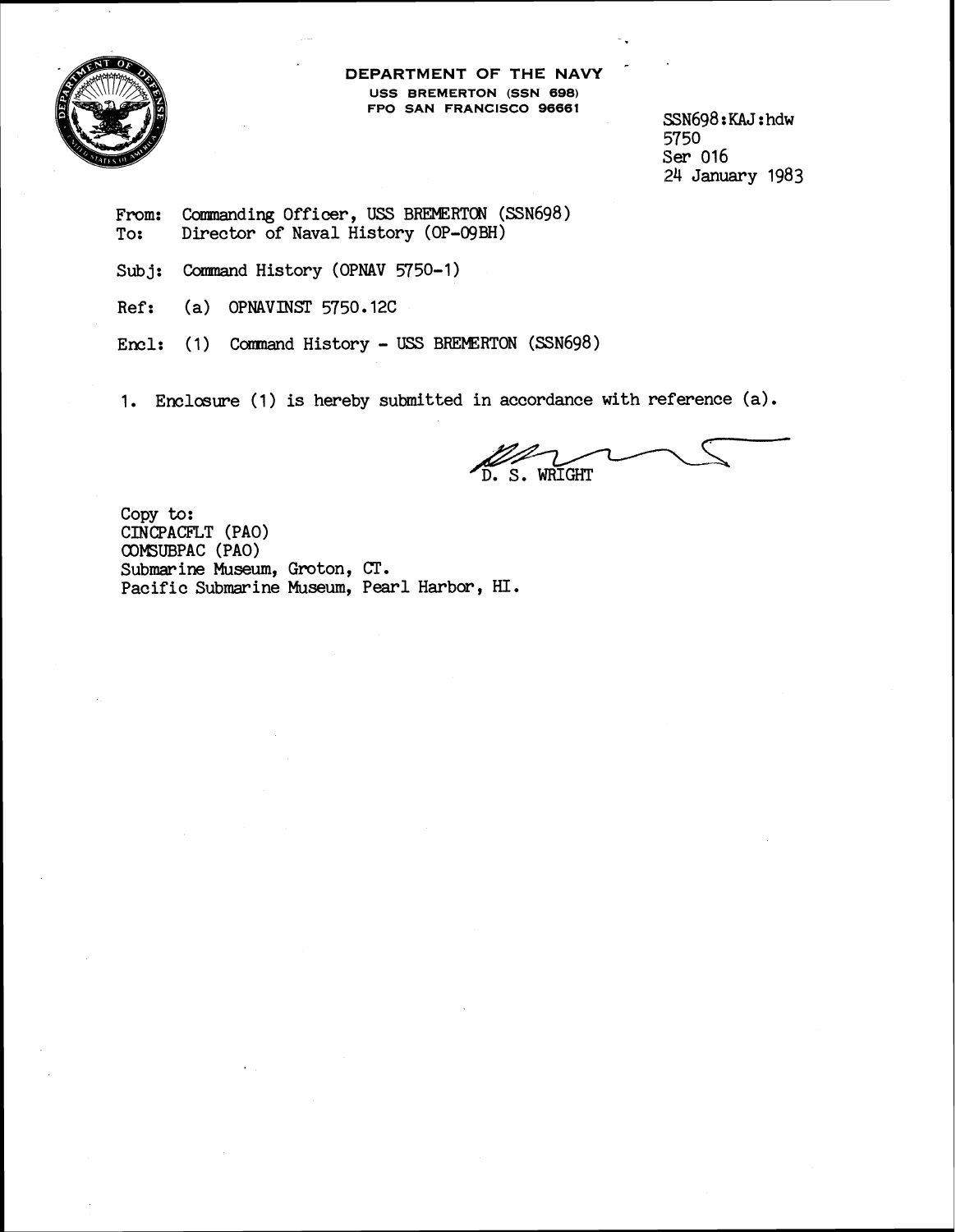**DEPARTMENT OF THE NAVY**
**USS BREMERTON (SSN 698)**
**FPO SAN FRANCISCO 96661**

SSN698:KAJ:hdw
5750
Ser 016
24 January 1983

From: Commanding Officer, USS BREMERTON (SSN698)
To: Director of Naval History (OP-09BH)

Subj: Command History (OPNAV 5750-1)

Ref: (a) OPNAVINST 5750.12C

Encl: (1) Command History - USS BREMERTON (SSN698)

1. Enclosure (1) is hereby submitted in accordance with reference (a).

D. S. WRIGHT

Copy to:
CINCPACFLT (PAO)
COMSUBPAC (PAO)
Submarine Museum, Groton, CT.
Pacific Submarine Museum, Pearl Harbor, HI.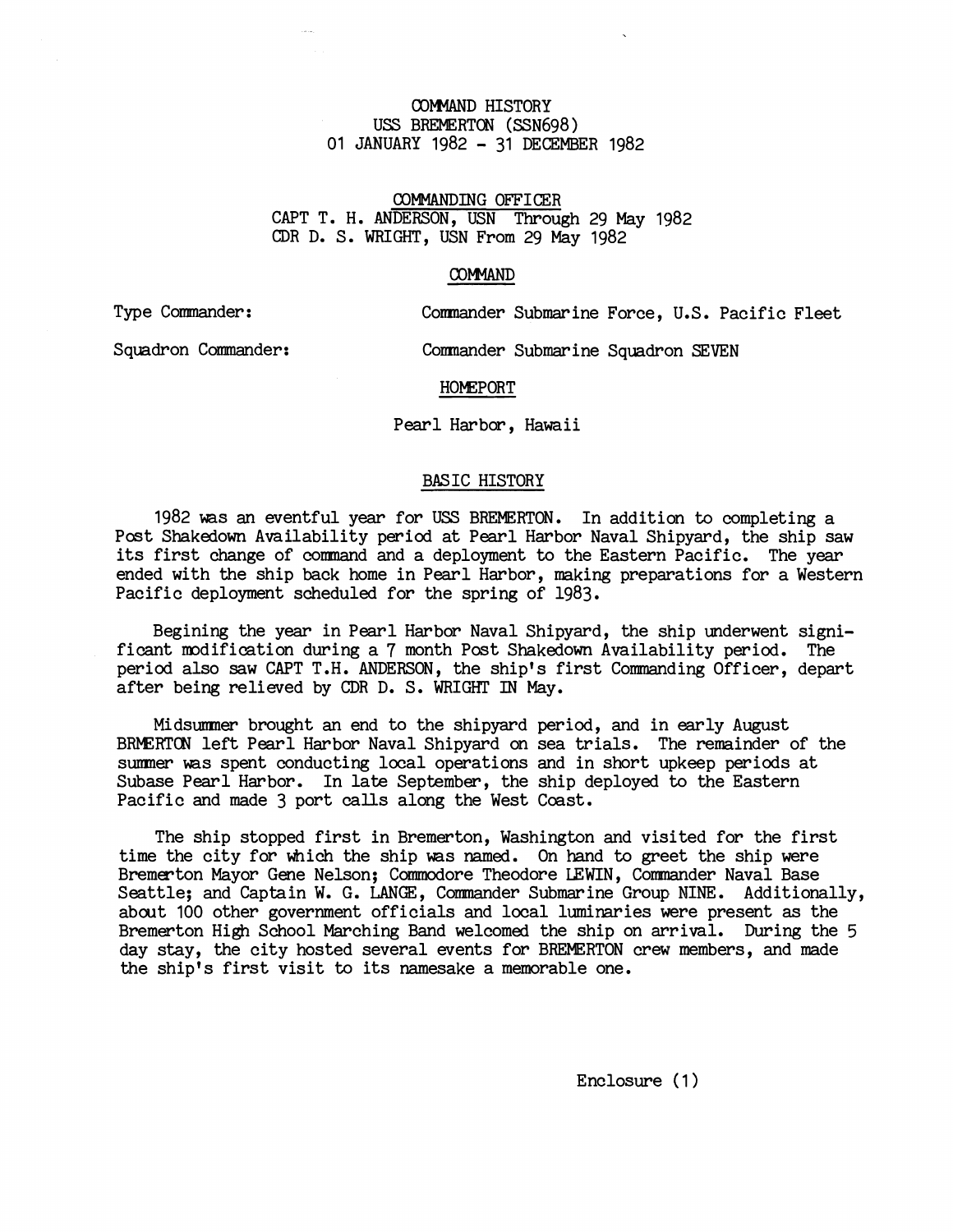COMMAND HISTORY
USS BREMERTON (SSN698)
01 JANUARY 1982 - 31 DECEMBER 1982

COMMANDING OFFICER
CAPT T. H. ANDERSON, USN Through 29 May 1982
CDR D. S. WRIGHT, USN From 29 May 1982

COMMAND

Type Commander: Commander Submarine Force, U.S. Pacific Fleet

Squadron Commander: Commander Submarine Squadron SEVEN

HOMEPORT

Pearl Harbor, Hawaii

BASIC HISTORY

1982 was an eventful year for USS BREMERTON. In addition to completing a Post Shakedown Availability period at Pearl Harbor Naval Shipyard, the ship saw its first change of command and a deployment to the Eastern Pacific. The year ended with the ship back home in Pearl Harbor, making preparations for a Western Pacific deployment scheduled for the spring of 1983.

Begining the year in Pearl Harbor Naval Shipyard, the ship underwent significant modification during a 7 month Post Shakedown Availability period. The period also saw CAPT T.H. ANDERSON, the ship's first Commanding Officer, depart after being relieved by CDR D. S. WRIGHT IN May.

Midsummer brought an end to the shipyard period, and in early August BRMERTON left Pearl Harbor Naval Shipyard on sea trials. The remainder of the summer was spent conducting local operations and in short upkeep periods at Subase Pearl Harbor. In late September, the ship deployed to the Eastern Pacific and made 3 port calls along the West Coast.

The ship stopped first in Bremerton, Washington and visited for the first time the city for which the ship was named. On hand to greet the ship were Bremerton Mayor Gene Nelson; Commodore Theodore LEWIN, Commander Naval Base Seattle; and Captain W. G. LANGE, Commander Submarine Group NINE. Additionally, about 100 other government officials and local luminaries were present as the Bremerton High School Marching Band welcomed the ship on arrival. During the 5 day stay, the city hosted several events for BREMERTON crew members, and made the ship's first visit to its namesake a memorable one.

Enclosure (1)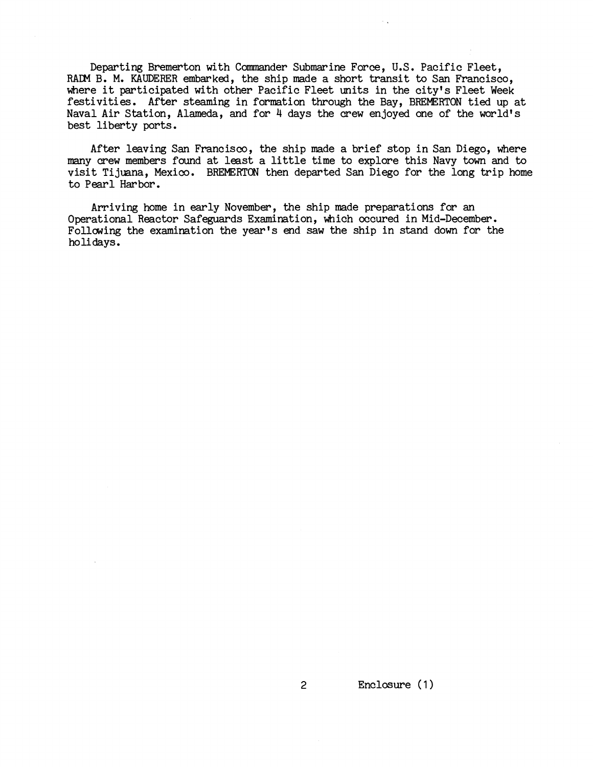Departing Bremerton with Commander Submarine Force, U.S. Pacific Fleet, RADM B. M. KAUDERER embarked, the ship made a short transit to San Francisco, where it participated with other Pacific Fleet units in the city's Fleet Week festivities. After steaming in formation through the Bay, BREMERTON tied up at Naval Air Station, Alameda, and for 4 days the crew enjoyed one of the world's best liberty ports.

After leaving San Francisco, the ship made a brief stop in San Diego, where many crew members found at least a little time to explore this Navy town and to visit Tijuana, Mexico. BREMERTON then departed San Diego for the long trip home to Pearl Harbor.

Arriving home in early November, the ship made preparations for an Operational Reactor Safeguards Examination, which occured in Mid-December. Following the examination the year's end saw the ship in stand down for the holidays.

Enclosure (1)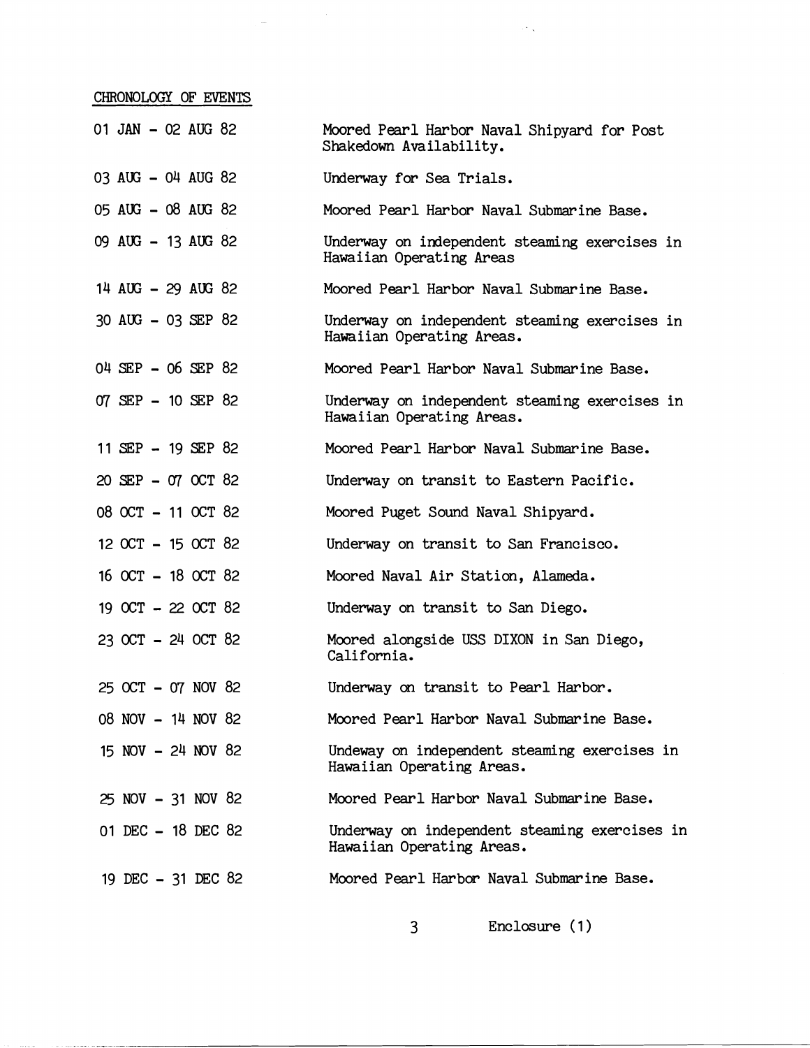CHRONOLOGY OF EVENTS

| | |
|---|---|
| 01 JAN - 02 AUG 82 | Moored Pearl Harbor Naval Shipyard for Post Shakedown Availability. |
| 03 AUG - 04 AUG 82 | Underway for Sea Trials. |
| 05 AUG - 08 AUG 82 | Moored Pearl Harbor Naval Submarine Base. |
| 09 AUG - 13 AUG 82 | Underway on independent steaming exercises in Hawaiian Operating Areas |
| 14 AUG - 29 AUG 82 | Moored Pearl Harbor Naval Submarine Base. |
| 30 AUG - 03 SEP 82 | Underway on independent steaming exercises in Hawaiian Operating Areas. |
| 04 SEP - 06 SEP 82 | Moored Pearl Harbor Naval Submarine Base. |
| 07 SEP - 10 SEP 82 | Underway on independent steaming exercises in Hawaiian Operating Areas. |
| 11 SEP - 19 SEP 82 | Moored Pearl Harbor Naval Submarine Base. |
| 20 SEP - 07 OCT 82 | Underway on transit to Eastern Pacific. |
| 08 OCT - 11 OCT 82 | Moored Puget Sound Naval Shipyard. |
| 12 OCT - 15 OCT 82 | Underway on transit to San Francisco. |
| 16 OCT - 18 OCT 82 | Moored Naval Air Station, Alameda. |
| 19 OCT - 22 OCT 82 | Underway on transit to San Diego. |
| 23 OCT - 24 OCT 82 | Moored alongside USS DIXON in San Diego, California. |
| 25 OCT - 07 NOV 82 | Underway on transit to Pearl Harbor. |
| 08 NOV - 14 NOV 82 | Moored Pearl Harbor Naval Submarine Base. |
| 15 NOV - 24 NOV 82 | Undeway on independent steaming exercises in Hawaiian Operating Areas. |
| 25 NOV - 31 NOV 82 | Moored Pearl Harbor Naval Submarine Base. |
| 01 DEC - 18 DEC 82 | Underway on independent steaming exercises in Hawaiian Operating Areas. |
| 19 DEC - 31 DEC 82 | Moored Pearl Harbor Naval Submarine Base. |

Enclosure (1)